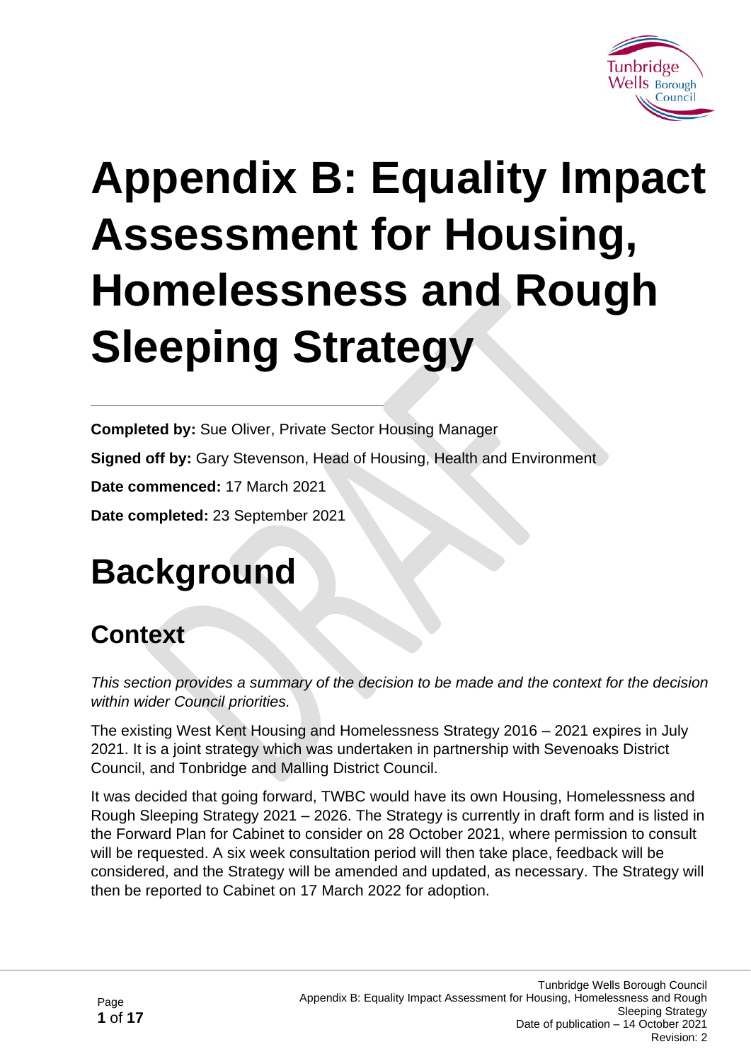# Appendix B: Equality Impact Assessment for Housing, Homelessness and Rough Sleeping Strategy

---

**Completed by:** Sue Oliver, Private Sector Housing Manager

**Signed off by:** Gary Stevenson, Head of Housing, Health and Environment

**Date commenced:** 17 March 2021

**Date completed:** 23 September 2021

# Background

## Context

*This section provides a summary of the decision to be made and the context for the decision within wider Council priorities.*

The existing West Kent Housing and Homelessness Strategy 2016 – 2021 expires in July 2021. It is a joint strategy which was undertaken in partnership with Sevenoaks District Council, and Tonbridge and Malling District Council.

It was decided that going forward, TWBC would have its own Housing, Homelessness and Rough Sleeping Strategy 2021 – 2026. The Strategy is currently in draft form and is listed in the Forward Plan for Cabinet to consider on 28 October 2021, where permission to consult will be requested. A six week consultation period will then take place, feedback will be considered, and the Strategy will be amended and updated, as necessary. The Strategy will then be reported to Cabinet on 17 March 2022 for adoption.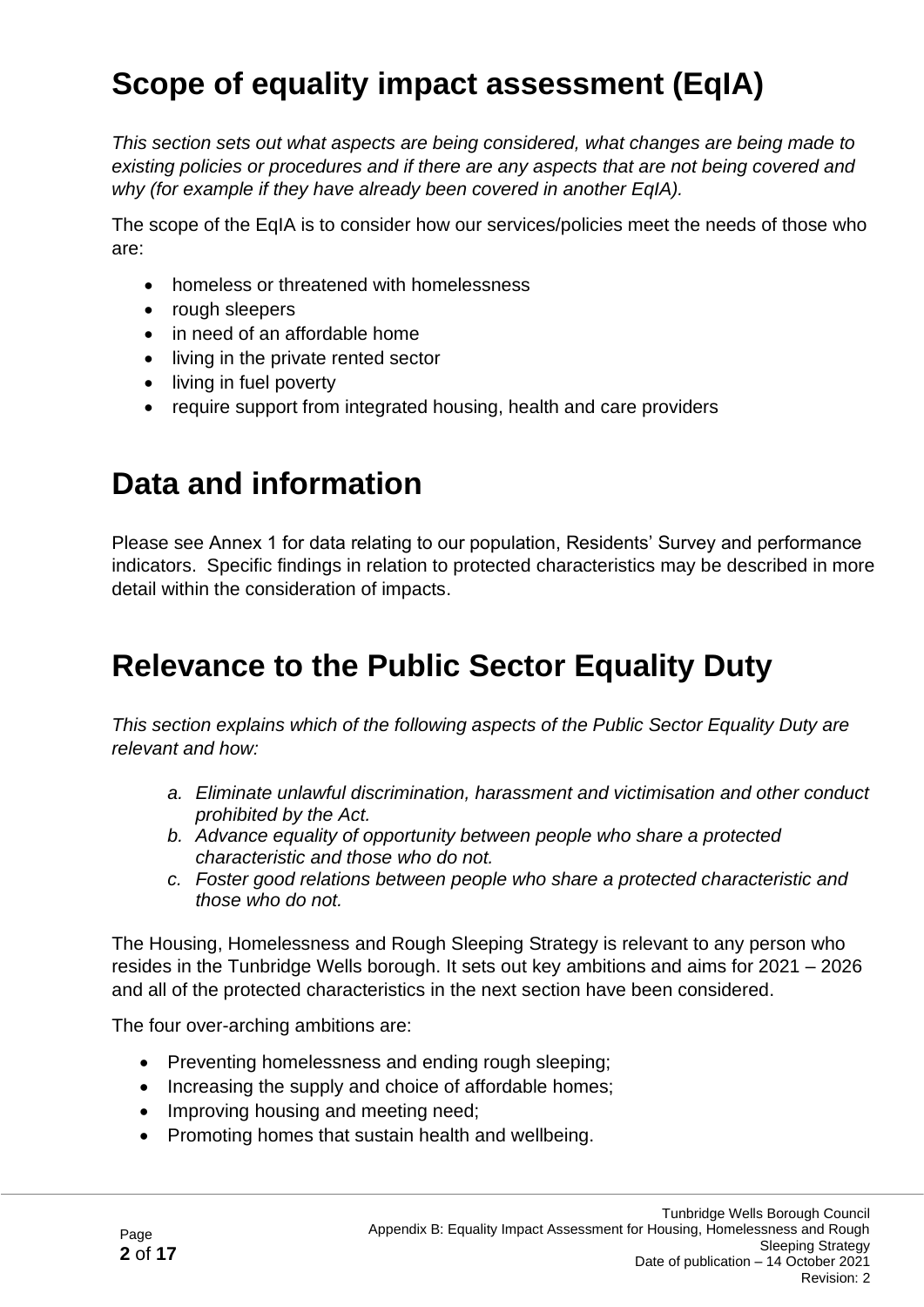# Scope of equality impact assessment (EqIA)

*This section sets out what aspects are being considered, what changes are being made to existing policies or procedures and if there are any aspects that are not being covered and why (for example if they have already been covered in another EqIA).*

The scope of the EqIA is to consider how our services/policies meet the needs of those who are:

- homeless or threatened with homelessness
- rough sleepers
- in need of an affordable home
- living in the private rented sector
- living in fuel poverty
- require support from integrated housing, health and care providers

# Data and information

Please see Annex 1 for data relating to our population, Residents' Survey and performance indicators. Specific findings in relation to protected characteristics may be described in more detail within the consideration of impacts.

# Relevance to the Public Sector Equality Duty

*This section explains which of the following aspects of the Public Sector Equality Duty are relevant and how:*

a. *Eliminate unlawful discrimination, harassment and victimisation and other conduct prohibited by the Act.*
b. *Advance equality of opportunity between people who share a protected characteristic and those who do not.*
c. *Foster good relations between people who share a protected characteristic and those who do not.*

The Housing, Homelessness and Rough Sleeping Strategy is relevant to any person who resides in the Tunbridge Wells borough. It sets out key ambitions and aims for 2021 – 2026 and all of the protected characteristics in the next section have been considered.

The four over-arching ambitions are:

- Preventing homelessness and ending rough sleeping;
- Increasing the supply and choice of affordable homes;
- Improving housing and meeting need;
- Promoting homes that sustain health and wellbeing.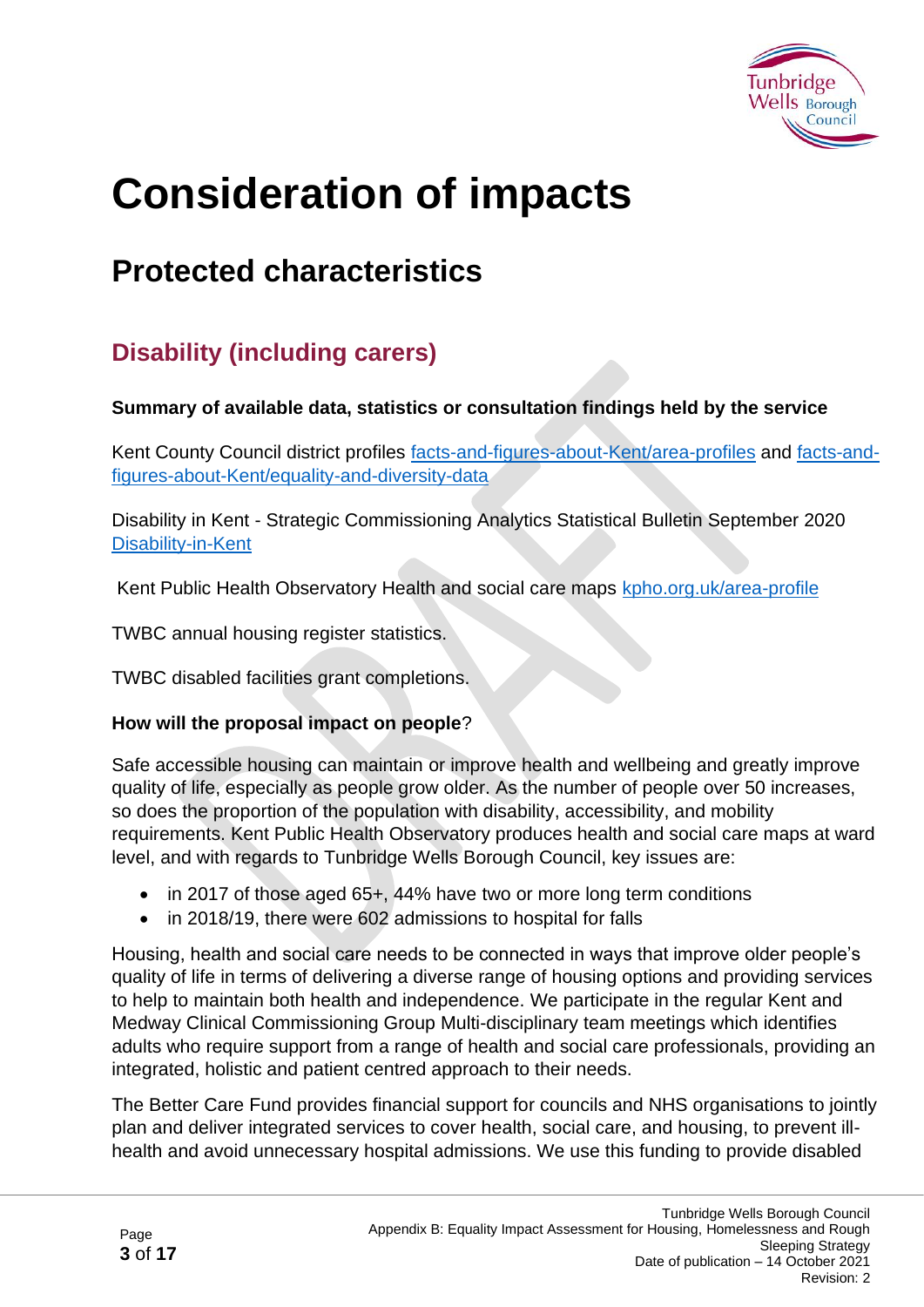# Consideration of impacts

## Protected characteristics

### Disability (including carers)

**Summary of available data, statistics or consultation findings held by the service**

Kent County Council district profiles [facts-and-figures-about-Kent/area-profiles]() and [facts-and-figures-about-Kent/equality-and-diversity-data]()

Disability in Kent - Strategic Commissioning Analytics Statistical Bulletin September 2020 [Disability-in-Kent]()

Kent Public Health Observatory Health and social care maps [kpho.org.uk/area-profile]()

TWBC annual housing register statistics.

TWBC disabled facilities grant completions.

**How will the proposal impact on people**?

Safe accessible housing can maintain or improve health and wellbeing and greatly improve quality of life, especially as people grow older. As the number of people over 50 increases, so does the proportion of the population with disability, accessibility, and mobility requirements. Kent Public Health Observatory produces health and social care maps at ward level, and with regards to Tunbridge Wells Borough Council, key issues are:

- in 2017 of those aged 65+, 44% have two or more long term conditions
- in 2018/19, there were 602 admissions to hospital for falls

Housing, health and social care needs to be connected in ways that improve older people's quality of life in terms of delivering a diverse range of housing options and providing services to help to maintain both health and independence. We participate in the regular Kent and Medway Clinical Commissioning Group Multi-disciplinary team meetings which identifies adults who require support from a range of health and social care professionals, providing an integrated, holistic and patient centred approach to their needs.

The Better Care Fund provides financial support for councils and NHS organisations to jointly plan and deliver integrated services to cover health, social care, and housing, to prevent ill-health and avoid unnecessary hospital admissions. We use this funding to provide disabled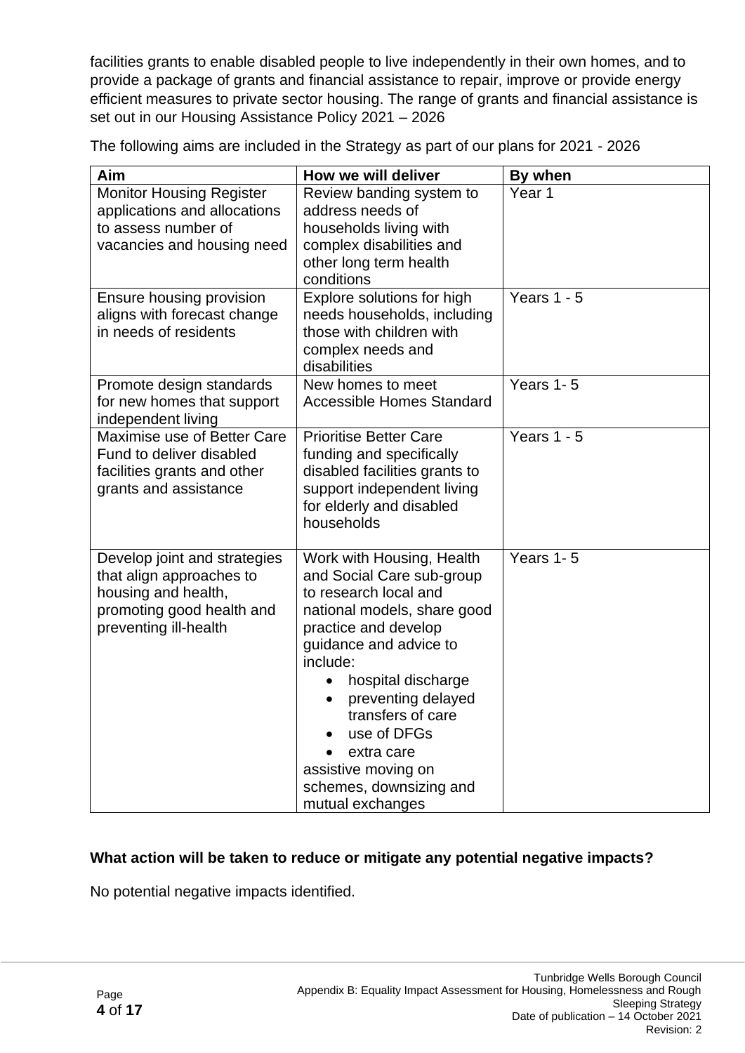facilities grants to enable disabled people to live independently in their own homes, and to provide a package of grants and financial assistance to repair, improve or provide energy efficient measures to private sector housing. The range of grants and financial assistance is set out in our Housing Assistance Policy 2021 – 2026

The following aims are included in the Strategy as part of our plans for 2021 - 2026

| Aim | How we will deliver | By when |
|---|---|---|
| Monitor Housing Register applications and allocations to assess number of vacancies and housing need | Review banding system to address needs of households living with complex disabilities and other long term health conditions | Year 1 |
| Ensure housing provision aligns with forecast change in needs of residents | Explore solutions for high needs households, including those with children with complex needs and disabilities | Years 1 - 5 |
| Promote design standards for new homes that support independent living | New homes to meet Accessible Homes Standard | Years 1- 5 |
| Maximise use of Better Care Fund to deliver disabled facilities grants and other grants and assistance | Prioritise Better Care funding and specifically disabled facilities grants to support independent living for elderly and disabled households | Years 1 - 5 |
| Develop joint and strategies that align approaches to housing and health, promoting good health and preventing ill-health | Work with Housing, Health and Social Care sub-group to research local and national models, share good practice and develop guidance and advice to include: <br>• hospital discharge <br>• preventing delayed transfers of care <br>• use of DFGs <br>• extra care <br>assistive moving on schemes, downsizing and mutual exchanges | Years 1- 5 |

**What action will be taken to reduce or mitigate any potential negative impacts?**

No potential negative impacts identified.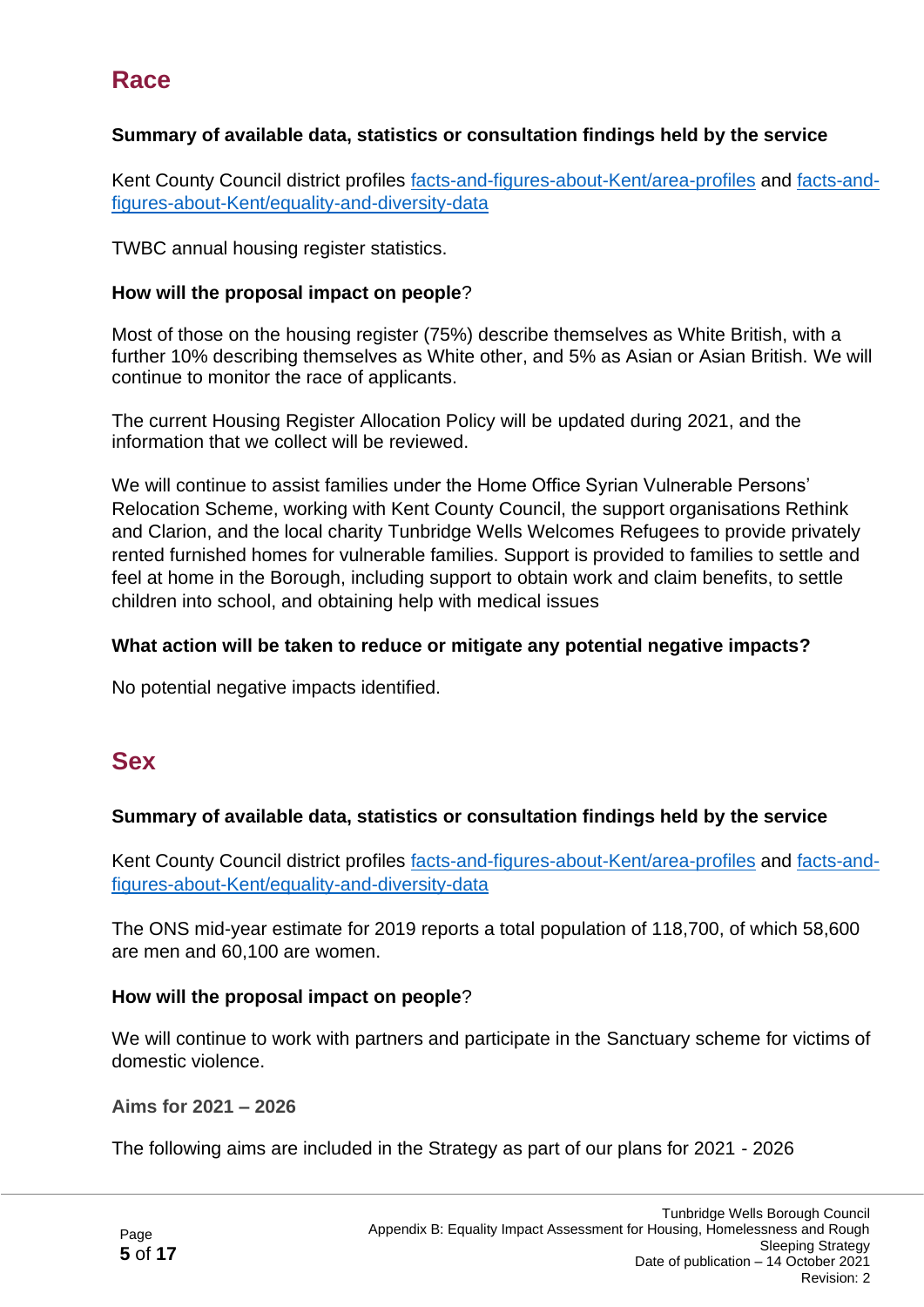## Race

**Summary of available data, statistics or consultation findings held by the service**

Kent County Council district profiles [facts-and-figures-about-Kent/area-profiles] and [facts-and-figures-about-Kent/equality-and-diversity-data]

TWBC annual housing register statistics.

**How will the proposal impact on people**?

Most of those on the housing register (75%) describe themselves as White British, with a further 10% describing themselves as White other, and 5% as Asian or Asian British. We will continue to monitor the race of applicants.

The current Housing Register Allocation Policy will be updated during 2021, and the information that we collect will be reviewed.

We will continue to assist families under the Home Office Syrian Vulnerable Persons' Relocation Scheme, working with Kent County Council, the support organisations Rethink and Clarion, and the local charity Tunbridge Wells Welcomes Refugees to provide privately rented furnished homes for vulnerable families. Support is provided to families to settle and feel at home in the Borough, including support to obtain work and claim benefits, to settle children into school, and obtaining help with medical issues

**What action will be taken to reduce or mitigate any potential negative impacts?**

No potential negative impacts identified.

## Sex

**Summary of available data, statistics or consultation findings held by the service**

Kent County Council district profiles [facts-and-figures-about-Kent/area-profiles] and [facts-and-figures-about-Kent/equality-and-diversity-data]

The ONS mid-year estimate for 2019 reports a total population of 118,700, of which 58,600 are men and 60,100 are women.

**How will the proposal impact on people**?

We will continue to work with partners and participate in the Sanctuary scheme for victims of domestic violence.

**Aims for 2021 – 2026**

The following aims are included in the Strategy as part of our plans for 2021 - 2026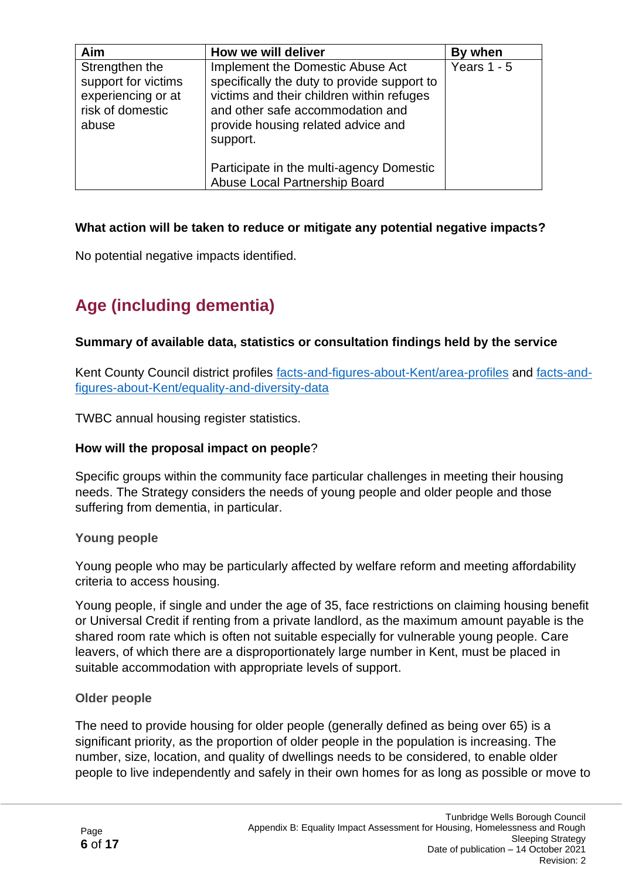| Aim | How we will deliver | By when |
| --- | --- | --- |
| Strengthen the support for victims experiencing or at risk of domestic abuse | Implement the Domestic Abuse Act specifically the duty to provide support to victims and their children within refuges and other safe accommodation and provide housing related advice and support.<br><br>Participate in the multi-agency Domestic Abuse Local Partnership Board | Years 1 - 5 |

**What action will be taken to reduce or mitigate any potential negative impacts?**

No potential negative impacts identified.

## Age (including dementia)

**Summary of available data, statistics or consultation findings held by the service**

Kent County Council district profiles [facts-and-figures-about-Kent/area-profiles]() and [facts-and-figures-about-Kent/equality-and-diversity-data]()

TWBC annual housing register statistics.

**How will the proposal impact on people**?

Specific groups within the community face particular challenges in meeting their housing needs. The Strategy considers the needs of young people and older people and those suffering from dementia, in particular.

### Young people

Young people who may be particularly affected by welfare reform and meeting affordability criteria to access housing.

Young people, if single and under the age of 35, face restrictions on claiming housing benefit or Universal Credit if renting from a private landlord, as the maximum amount payable is the shared room rate which is often not suitable especially for vulnerable young people. Care leavers, of which there are a disproportionately large number in Kent, must be placed in suitable accommodation with appropriate levels of support.

### Older people

The need to provide housing for older people (generally defined as being over 65) is a significant priority, as the proportion of older people in the population is increasing. The number, size, location, and quality of dwellings needs to be considered, to enable older people to live independently and safely in their own homes for as long as possible or move to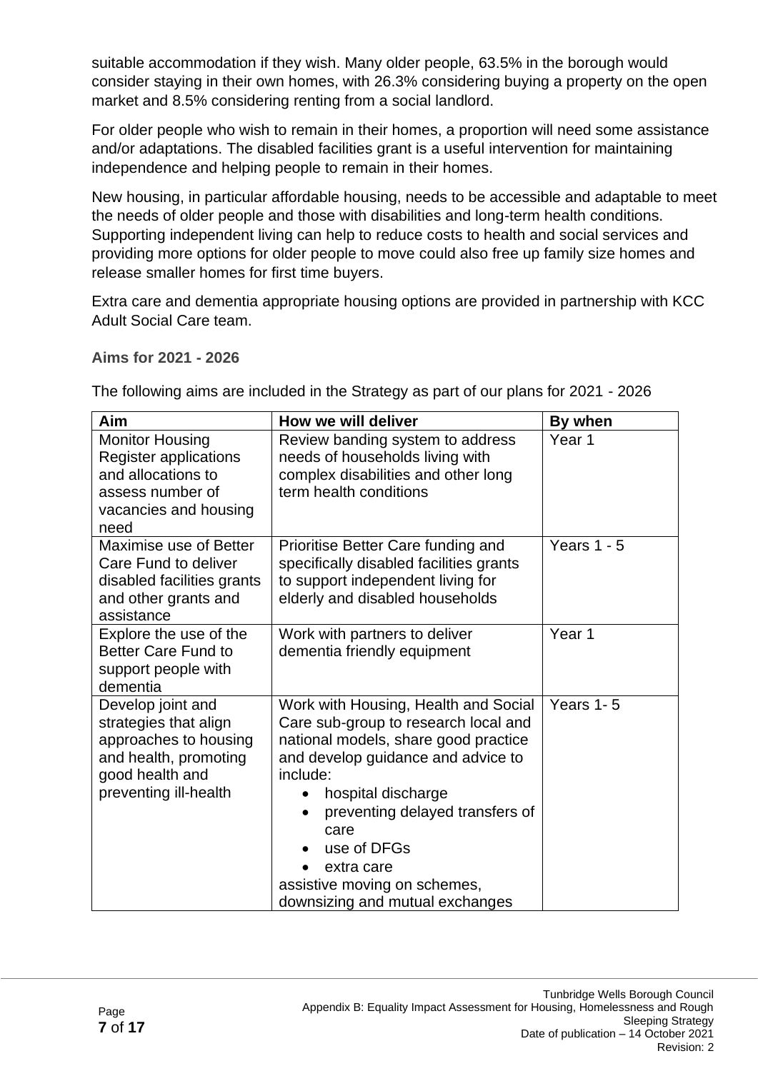suitable accommodation if they wish. Many older people, 63.5% in the borough would consider staying in their own homes, with 26.3% considering buying a property on the open market and 8.5% considering renting from a social landlord.

For older people who wish to remain in their homes, a proportion will need some assistance and/or adaptations. The disabled facilities grant is a useful intervention for maintaining independence and helping people to remain in their homes.

New housing, in particular affordable housing, needs to be accessible and adaptable to meet the needs of older people and those with disabilities and long-term health conditions. Supporting independent living can help to reduce costs to health and social services and providing more options for older people to move could also free up family size homes and release smaller homes for first time buyers.

Extra care and dementia appropriate housing options are provided in partnership with KCC Adult Social Care team.

### Aims for 2021 - 2026

The following aims are included in the Strategy as part of our plans for 2021 - 2026

| Aim | How we will deliver | By when |
| --- | --- | --- |
| Monitor Housing Register applications and allocations to assess number of vacancies and housing need | Review banding system to address needs of households living with complex disabilities and other long term health conditions | Year 1 |
| Maximise use of Better Care Fund to deliver disabled facilities grants and other grants and assistance | Prioritise Better Care funding and specifically disabled facilities grants to support independent living for elderly and disabled households | Years 1 - 5 |
| Explore the use of the Better Care Fund to support people with dementia | Work with partners to deliver dementia friendly equipment | Year 1 |
| Develop joint and strategies that align approaches to housing and health, promoting good health and preventing ill-health | Work with Housing, Health and Social Care sub-group to research local and national models, share good practice and develop guidance and advice to include: <br>• hospital discharge <br>• preventing delayed transfers of care <br>• use of DFGs <br>• extra care <br>assistive moving on schemes, downsizing and mutual exchanges | Years 1- 5 |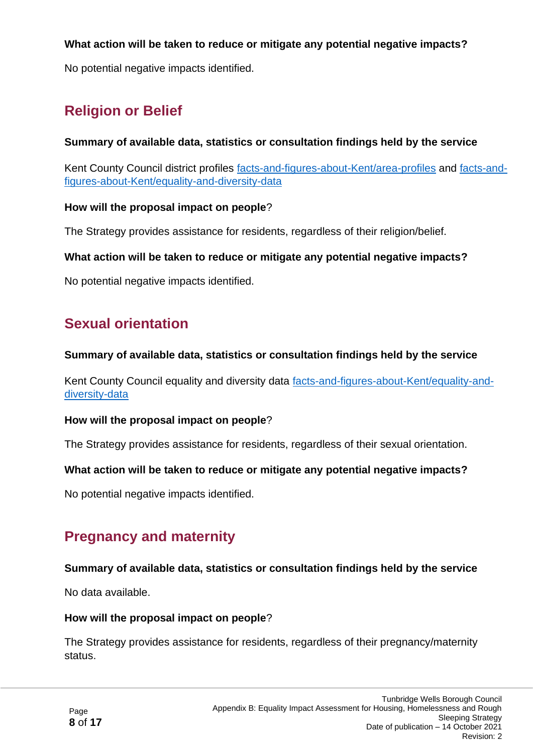**What action will be taken to reduce or mitigate any potential negative impacts?**

No potential negative impacts identified.

## Religion or Belief

**Summary of available data, statistics or consultation findings held by the service**

Kent County Council district profiles [facts-and-figures-about-Kent/area-profiles]() and [facts-and-figures-about-Kent/equality-and-diversity-data]()

**How will the proposal impact on people**?

The Strategy provides assistance for residents, regardless of their religion/belief.

**What action will be taken to reduce or mitigate any potential negative impacts?**

No potential negative impacts identified.

## Sexual orientation

**Summary of available data, statistics or consultation findings held by the service**

Kent County Council equality and diversity data [facts-and-figures-about-Kent/equality-and-diversity-data]()

**How will the proposal impact on people**?

The Strategy provides assistance for residents, regardless of their sexual orientation.

**What action will be taken to reduce or mitigate any potential negative impacts?**

No potential negative impacts identified.

## Pregnancy and maternity

**Summary of available data, statistics or consultation findings held by the service**

No data available.

**How will the proposal impact on people**?

The Strategy provides assistance for residents, regardless of their pregnancy/maternity status.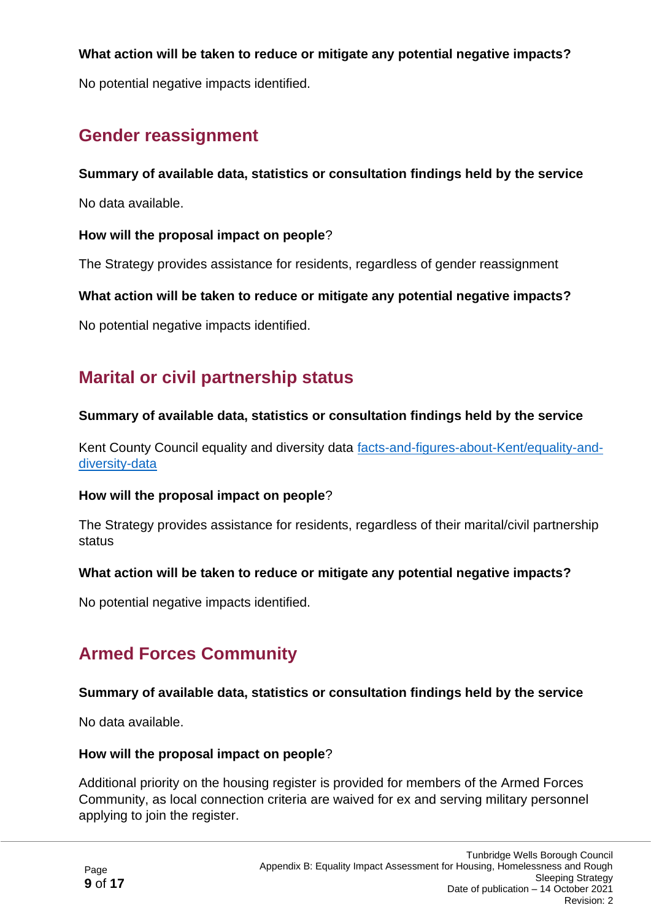**What action will be taken to reduce or mitigate any potential negative impacts?**

No potential negative impacts identified.

## Gender reassignment

**Summary of available data, statistics or consultation findings held by the service**

No data available.

**How will the proposal impact on people**?

The Strategy provides assistance for residents, regardless of gender reassignment

**What action will be taken to reduce or mitigate any potential negative impacts?**

No potential negative impacts identified.

## Marital or civil partnership status

**Summary of available data, statistics or consultation findings held by the service**

Kent County Council equality and diversity data [facts-and-figures-about-Kent/equality-and-diversity-data]

**How will the proposal impact on people**?

The Strategy provides assistance for residents, regardless of their marital/civil partnership status

**What action will be taken to reduce or mitigate any potential negative impacts?**

No potential negative impacts identified.

## Armed Forces Community

**Summary of available data, statistics or consultation findings held by the service**

No data available.

**How will the proposal impact on people**?

Additional priority on the housing register is provided for members of the Armed Forces Community, as local connection criteria are waived for ex and serving military personnel applying to join the register.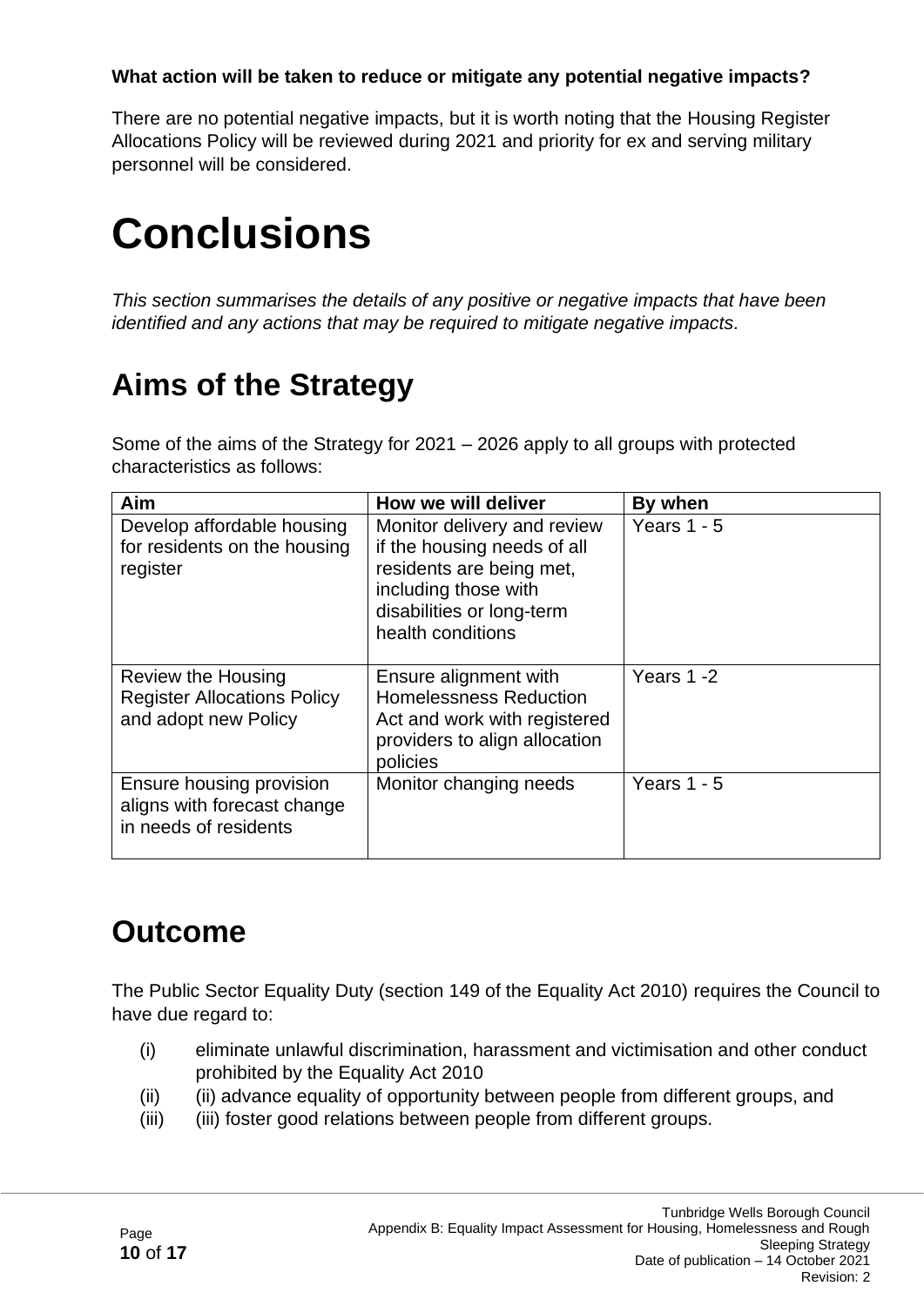**What action will be taken to reduce or mitigate any potential negative impacts?**

There are no potential negative impacts, but it is worth noting that the Housing Register Allocations Policy will be reviewed during 2021 and priority for ex and serving military personnel will be considered.

# Conclusions

*This section summarises the details of any positive or negative impacts that have been identified and any actions that may be required to mitigate negative impacts.*

## Aims of the Strategy

Some of the aims of the Strategy for 2021 – 2026 apply to all groups with protected characteristics as follows:

| Aim | How we will deliver | By when |
|---|---|---|
| Develop affordable housing for residents on the housing register | Monitor delivery and review if the housing needs of all residents are being met, including those with disabilities or long-term health conditions | Years 1 - 5 |
| Review the Housing Register Allocations Policy and adopt new Policy | Ensure alignment with Homelessness Reduction Act and work with registered providers to align allocation policies | Years 1 -2 |
| Ensure housing provision aligns with forecast change in needs of residents | Monitor changing needs | Years 1 - 5 |

## Outcome

The Public Sector Equality Duty (section 149 of the Equality Act 2010) requires the Council to have due regard to:

(i) eliminate unlawful discrimination, harassment and victimisation and other conduct prohibited by the Equality Act 2010

(ii) (ii) advance equality of opportunity between people from different groups, and

(iii) (iii) foster good relations between people from different groups.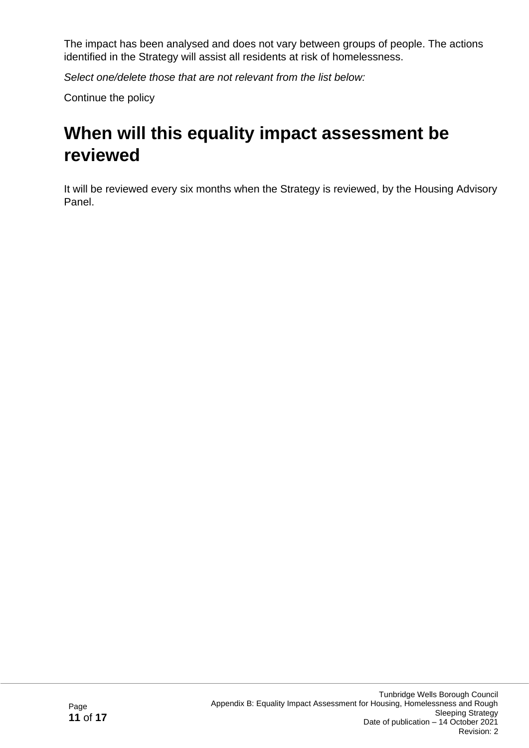The impact has been analysed and does not vary between groups of people. The actions identified in the Strategy will assist all residents at risk of homelessness.

*Select one/delete those that are not relevant from the list below:*

Continue the policy

# When will this equality impact assessment be reviewed

It will be reviewed every six months when the Strategy is reviewed, by the Housing Advisory Panel.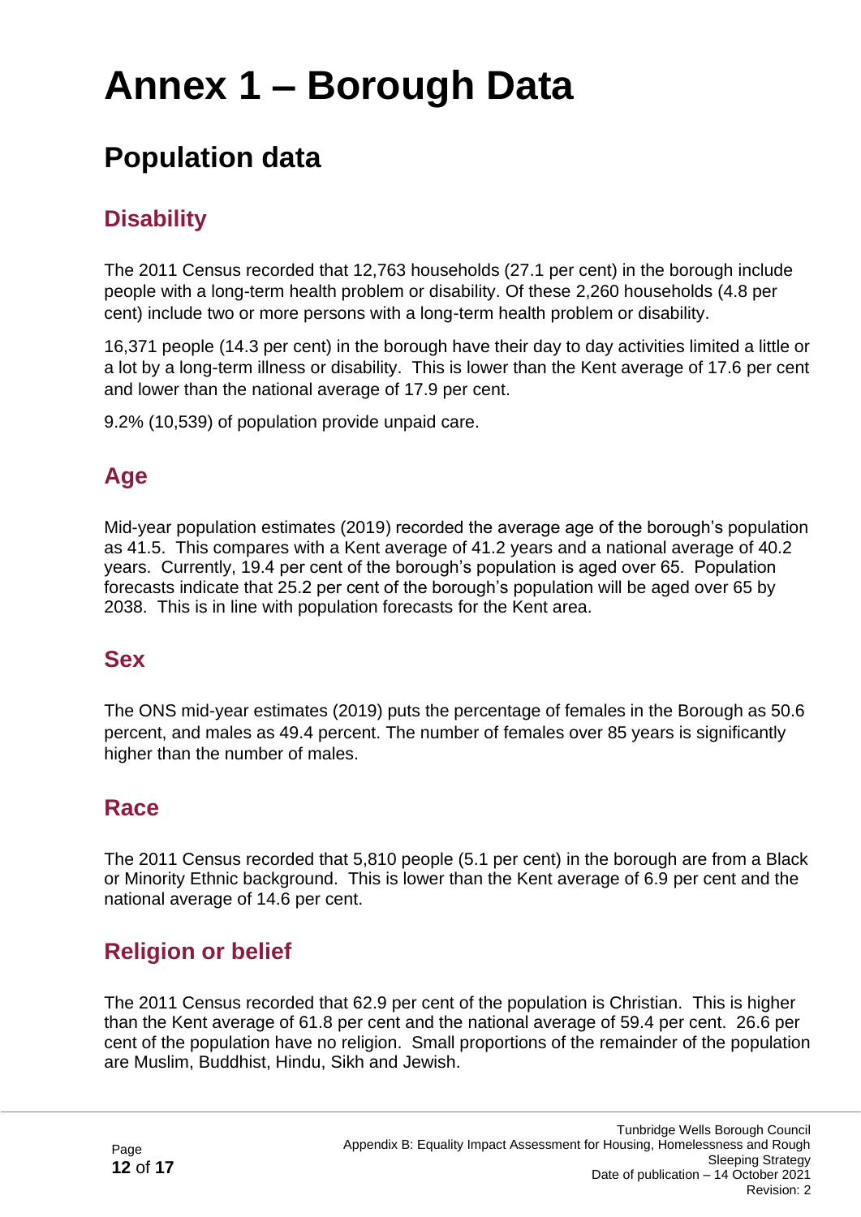# Annex 1 – Borough Data

## Population data

### Disability

The 2011 Census recorded that 12,763 households (27.1 per cent) in the borough include people with a long-term health problem or disability. Of these 2,260 households (4.8 per cent) include two or more persons with a long-term health problem or disability.

16,371 people (14.3 per cent) in the borough have their day to day activities limited a little or a lot by a long-term illness or disability. This is lower than the Kent average of 17.6 per cent and lower than the national average of 17.9 per cent.

9.2% (10,539) of population provide unpaid care.

### Age

Mid-year population estimates (2019) recorded the average age of the borough's population as 41.5. This compares with a Kent average of 41.2 years and a national average of 40.2 years. Currently, 19.4 per cent of the borough's population is aged over 65. Population forecasts indicate that 25.2 per cent of the borough's population will be aged over 65 by 2038. This is in line with population forecasts for the Kent area.

### Sex

The ONS mid-year estimates (2019) puts the percentage of females in the Borough as 50.6 percent, and males as 49.4 percent. The number of females over 85 years is significantly higher than the number of males.

### Race

The 2011 Census recorded that 5,810 people (5.1 per cent) in the borough are from a Black or Minority Ethnic background. This is lower than the Kent average of 6.9 per cent and the national average of 14.6 per cent.

### Religion or belief

The 2011 Census recorded that 62.9 per cent of the population is Christian. This is higher than the Kent average of 61.8 per cent and the national average of 59.4 per cent. 26.6 per cent of the population have no religion. Small proportions of the remainder of the population are Muslim, Buddhist, Hindu, Sikh and Jewish.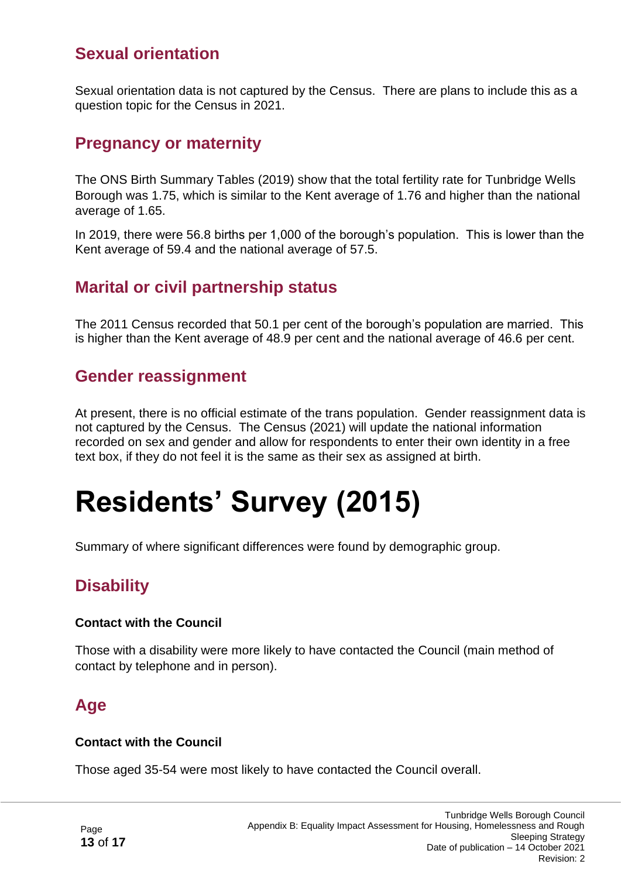## Sexual orientation

Sexual orientation data is not captured by the Census. There are plans to include this as a question topic for the Census in 2021.

## Pregnancy or maternity

The ONS Birth Summary Tables (2019) show that the total fertility rate for Tunbridge Wells Borough was 1.75, which is similar to the Kent average of 1.76 and higher than the national average of 1.65.

In 2019, there were 56.8 births per 1,000 of the borough's population. This is lower than the Kent average of 59.4 and the national average of 57.5.

## Marital or civil partnership status

The 2011 Census recorded that 50.1 per cent of the borough's population are married. This is higher than the Kent average of 48.9 per cent and the national average of 46.6 per cent.

## Gender reassignment

At present, there is no official estimate of the trans population. Gender reassignment data is not captured by the Census. The Census (2021) will update the national information recorded on sex and gender and allow for respondents to enter their own identity in a free text box, if they do not feel it is the same as their sex as assigned at birth.

# Residents' Survey (2015)

Summary of where significant differences were found by demographic group.

## Disability

**Contact with the Council**

Those with a disability were more likely to have contacted the Council (main method of contact by telephone and in person).

## Age

**Contact with the Council**

Those aged 35-54 were most likely to have contacted the Council overall.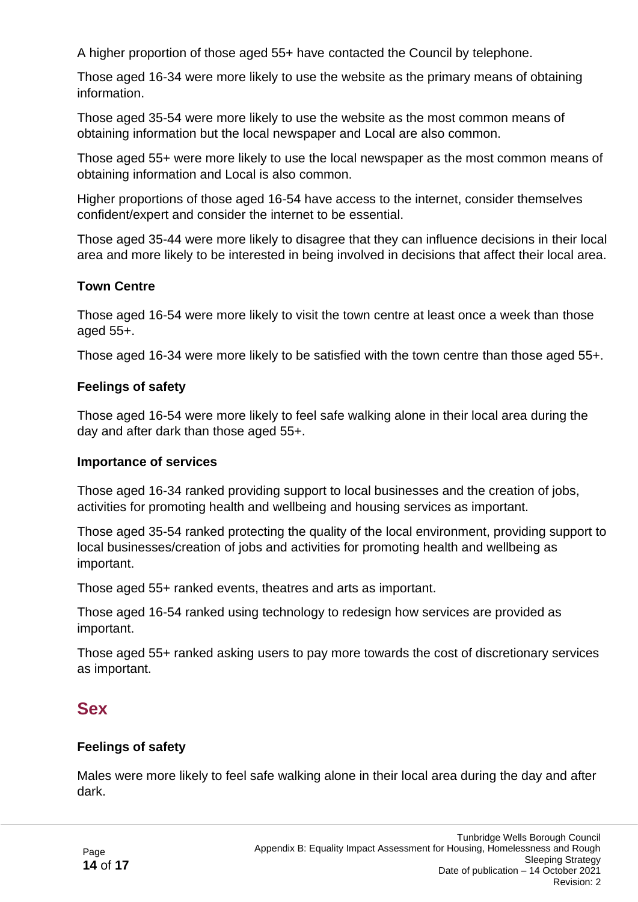A higher proportion of those aged 55+ have contacted the Council by telephone.

Those aged 16-34 were more likely to use the website as the primary means of obtaining information.

Those aged 35-54 were more likely to use the website as the most common means of obtaining information but the local newspaper and Local are also common.

Those aged 55+ were more likely to use the local newspaper as the most common means of obtaining information and Local is also common.

Higher proportions of those aged 16-54 have access to the internet, consider themselves confident/expert and consider the internet to be essential.

Those aged 35-44 were more likely to disagree that they can influence decisions in their local area and more likely to be interested in being involved in decisions that affect their local area.

### Town Centre

Those aged 16-54 were more likely to visit the town centre at least once a week than those aged 55+.

Those aged 16-34 were more likely to be satisfied with the town centre than those aged 55+.

### Feelings of safety

Those aged 16-54 were more likely to feel safe walking alone in their local area during the day and after dark than those aged 55+.

### Importance of services

Those aged 16-34 ranked providing support to local businesses and the creation of jobs, activities for promoting health and wellbeing and housing services as important.

Those aged 35-54 ranked protecting the quality of the local environment, providing support to local businesses/creation of jobs and activities for promoting health and wellbeing as important.

Those aged 55+ ranked events, theatres and arts as important.

Those aged 16-54 ranked using technology to redesign how services are provided as important.

Those aged 55+ ranked asking users to pay more towards the cost of discretionary services as important.

## Sex

### Feelings of safety

Males were more likely to feel safe walking alone in their local area during the day and after dark.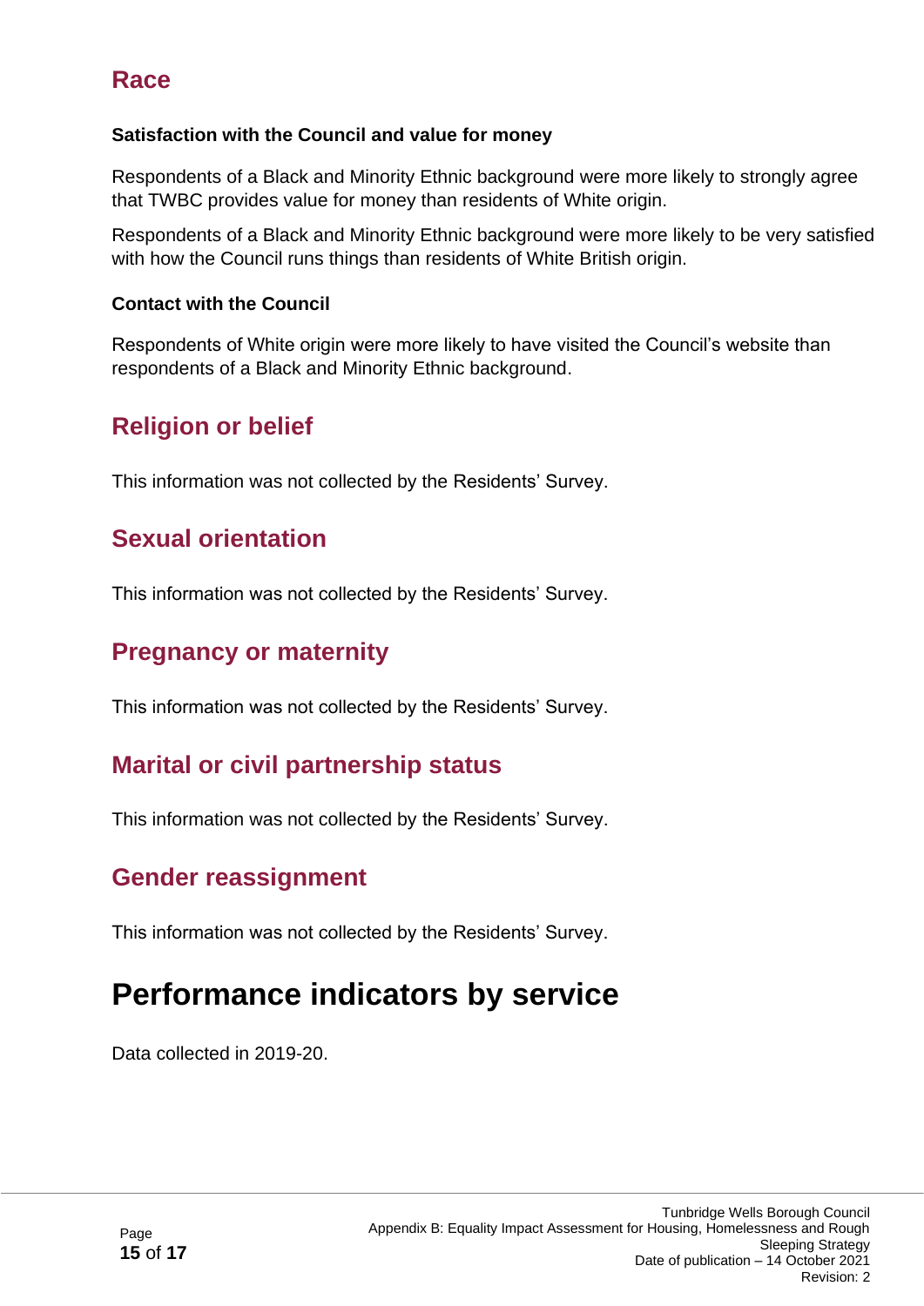## Race

**Satisfaction with the Council and value for money**

Respondents of a Black and Minority Ethnic background were more likely to strongly agree that TWBC provides value for money than residents of White origin.

Respondents of a Black and Minority Ethnic background were more likely to be very satisfied with how the Council runs things than residents of White British origin.

**Contact with the Council**

Respondents of White origin were more likely to have visited the Council's website than respondents of a Black and Minority Ethnic background.

## Religion or belief

This information was not collected by the Residents' Survey.

## Sexual orientation

This information was not collected by the Residents' Survey.

## Pregnancy or maternity

This information was not collected by the Residents' Survey.

## Marital or civil partnership status

This information was not collected by the Residents' Survey.

## Gender reassignment

This information was not collected by the Residents' Survey.

# Performance indicators by service

Data collected in 2019-20.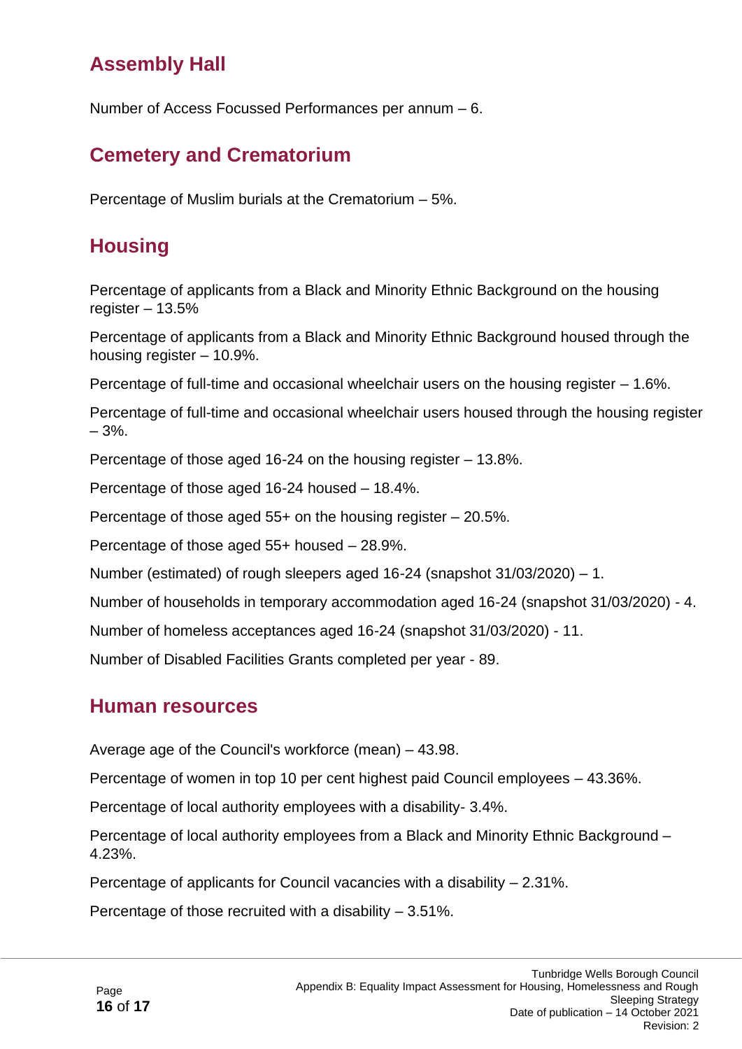## Assembly Hall

Number of Access Focussed Performances per annum – 6.

## Cemetery and Crematorium

Percentage of Muslim burials at the Crematorium – 5%.

## Housing

Percentage of applicants from a Black and Minority Ethnic Background on the housing register – 13.5%

Percentage of applicants from a Black and Minority Ethnic Background housed through the housing register – 10.9%.

Percentage of full-time and occasional wheelchair users on the housing register – 1.6%.

Percentage of full-time and occasional wheelchair users housed through the housing register – 3%.

Percentage of those aged 16-24 on the housing register – 13.8%.

Percentage of those aged 16-24 housed – 18.4%.

Percentage of those aged 55+ on the housing register – 20.5%.

Percentage of those aged 55+ housed – 28.9%.

Number (estimated) of rough sleepers aged 16-24 (snapshot 31/03/2020) – 1.

Number of households in temporary accommodation aged 16-24 (snapshot 31/03/2020) - 4.

Number of homeless acceptances aged 16-24 (snapshot 31/03/2020) - 11.

Number of Disabled Facilities Grants completed per year - 89.

## Human resources

Average age of the Council's workforce (mean) – 43.98.

Percentage of women in top 10 per cent highest paid Council employees – 43.36%.

Percentage of local authority employees with a disability- 3.4%.

Percentage of local authority employees from a Black and Minority Ethnic Background – 4.23%.

Percentage of applicants for Council vacancies with a disability – 2.31%.

Percentage of those recruited with a disability – 3.51%.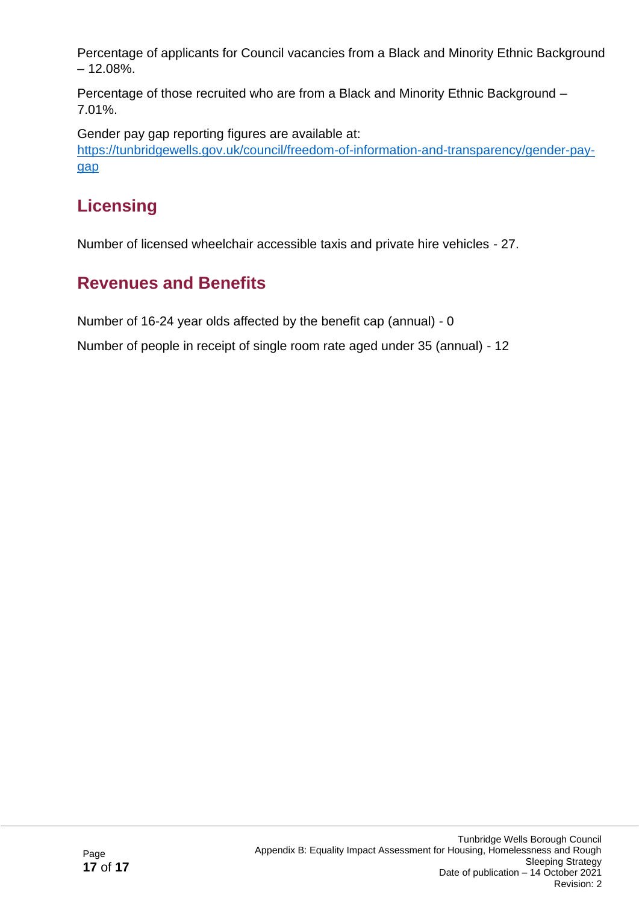Percentage of applicants for Council vacancies from a Black and Minority Ethnic Background – 12.08%.

Percentage of those recruited who are from a Black and Minority Ethnic Background – 7.01%.

Gender pay gap reporting figures are available at: [https://tunbridgewells.gov.uk/council/freedom-of-information-and-transparency/gender-pay-gap](https://tunbridgewells.gov.uk/council/freedom-of-information-and-transparency/gender-pay-gap)

## Licensing

Number of licensed wheelchair accessible taxis and private hire vehicles - 27.

## Revenues and Benefits

Number of 16-24 year olds affected by the benefit cap (annual) - 0

Number of people in receipt of single room rate aged under 35 (annual) - 12